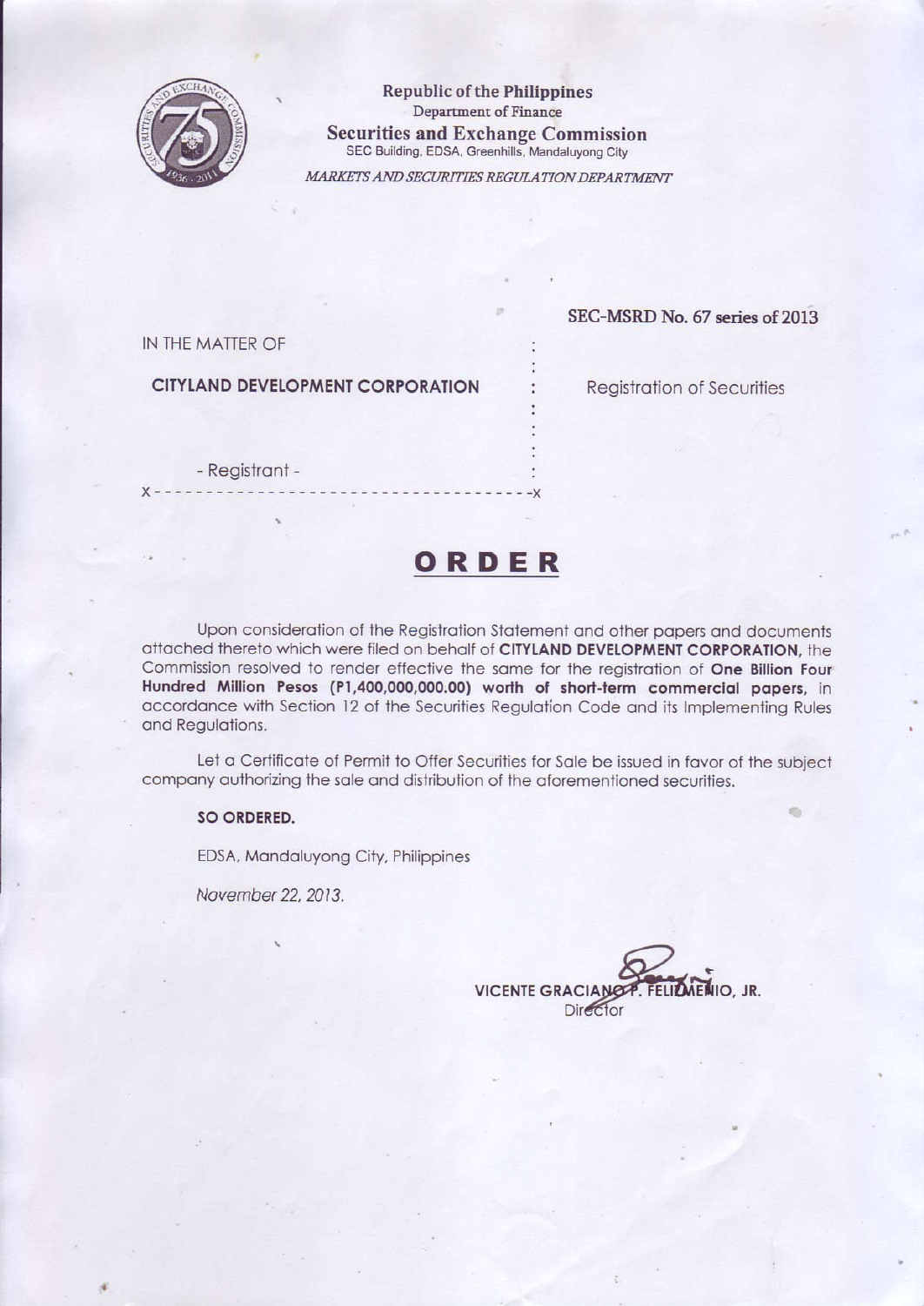Republic of the Philippines
Department of Finance
**Securities and Exchange Commission**
SEC Building, EDSA, Greenhills, Mandaluyong City

*MARKETS AND SECURITIES REGULATION DEPARTMENT*

**SEC-MSRD No. 67 series of 2013**

IN THE MATTER OF

**CITYLAND DEVELOPMENT CORPORATION** : Registration of Securities

- Registrant -

x - - - - - - - - - - - - - - - - - - - - - - - - - - - - - - - - - - -x

# ORDER

Upon consideration of the Registration Statement and other papers and documents attached thereto which were filed on behalf of **CITYLAND DEVELOPMENT CORPORATION,** the Commission resolved to render effective the same for the registration of **One Billion Four Hundred Million Pesos (P1,400,000,000.00) worth of short-term commercial papers,** in accordance with Section 12 of the Securities Regulation Code and its Implementing Rules and Regulations.

Let a Certificate of Permit to Offer Securities for Sale be issued in favor of the subject company authorizing the sale and distribution of the aforementioned securities.

**SO ORDERED.**

EDSA, Mandaluyong City, Philippines

*November 22, 2013.*

**VICENTE GRACIANO P. FELIZMENIO, JR.**
Director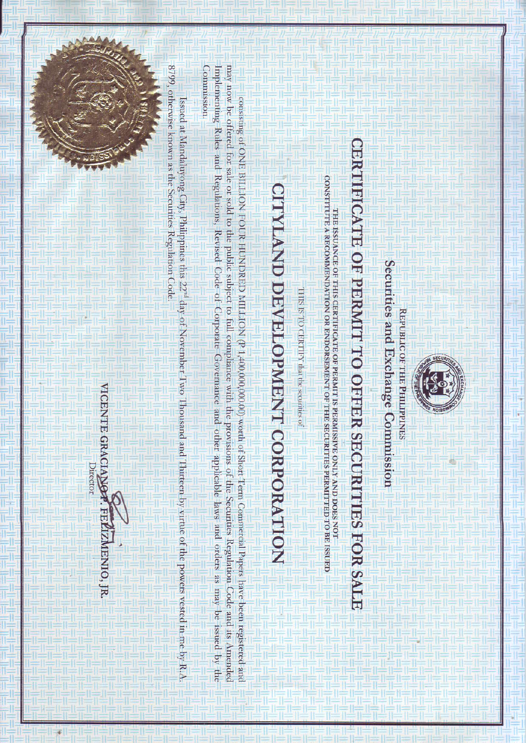REPUBLIC OF THE PHILIPPINES

Securities and Exchange Commission

# CERTIFICATE OF PERMIT TO OFFER SECURITIES FOR SALE

THE ISSUANCE OF THIS CERTIFICATE OF PERMIT IS PERMISSIVE ONLY AND DOES NOT CONSTITUTE A RECOMMENDATION OR ENDORSEMENT OF THE SECURITIES PERMITTED TO BE ISSUED

THIS IS TO CERTIFY that the securities of

## CITYLAND DEVELOPMENT CORPORATION

consisting of ONE BILLION FOUR HUNDRED MILLION (₱ 1,400,000,000.00) worth of Short Term Commercial Papers have been registered and may now be offered for sale or sold to the public subject to full compliance with the provisions of the Securities Regulation Code and its Amended Implementing Rules and Regulations, Revised Code of Corporate Governance and other applicable laws and orders as may be issued by the Commission.

Issued at Mandaluyong City, Philippines this 22nd day of November Two Thousand and Thirteen by virtue of the powers vested in me by R.A. 8799, otherwise known as the Securities Regulation Code.

VICENTE GRACIANO P. FELIZMENIO, JR.
Director